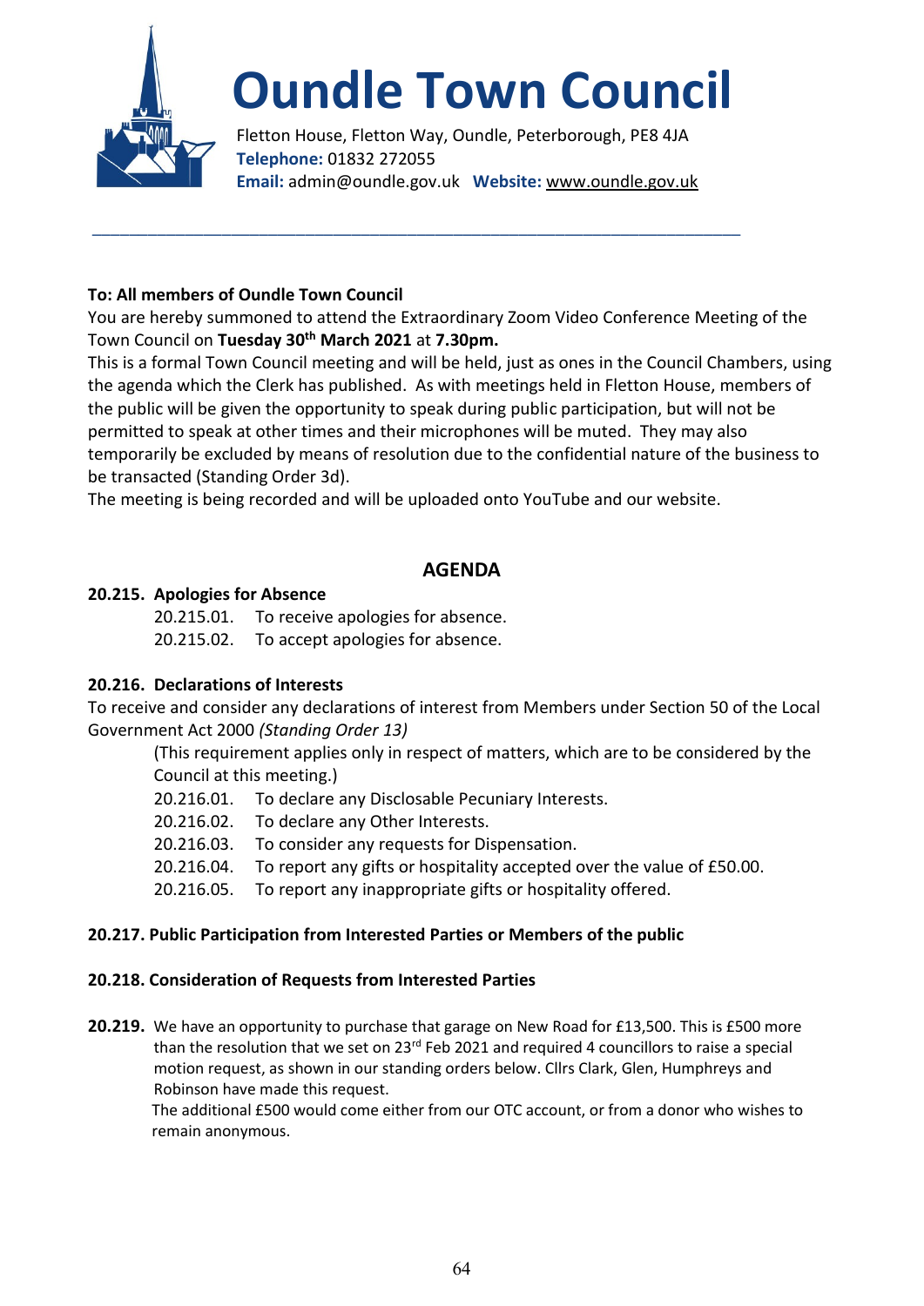# Oundle Town Council

Fletton House, Fletton Way, Oundle, Peterborough, PE8 4JA
**Telephone:** 01832 272055
**Email:** admin@oundle.gov.uk **Website:** www.oundle.gov.uk

---

**To: All members of Oundle Town Council**

You are hereby summoned to attend the Extraordinary Zoom Video Conference Meeting of the Town Council on **Tuesday 30th March 2021** at **7.30pm.**

This is a formal Town Council meeting and will be held, just as ones in the Council Chambers, using the agenda which the Clerk has published. As with meetings held in Fletton House, members of the public will be given the opportunity to speak during public participation, but will not be permitted to speak at other times and their microphones will be muted. They may also temporarily be excluded by means of resolution due to the confidential nature of the business to be transacted (Standing Order 3d).

The meeting is being recorded and will be uploaded onto YouTube and our website.

## AGENDA

**20.215. Apologies for Absence**

- 20.215.01. To receive apologies for absence.
- 20.215.02. To accept apologies for absence.

**20.216. Declarations of Interests**

To receive and consider any declarations of interest from Members under Section 50 of the Local Government Act 2000 *(Standing Order 13)*

(This requirement applies only in respect of matters, which are to be considered by the Council at this meeting.)

- 20.216.01. To declare any Disclosable Pecuniary Interests.
- 20.216.02. To declare any Other Interests.
- 20.216.03. To consider any requests for Dispensation.
- 20.216.04. To report any gifts or hospitality accepted over the value of £50.00.
- 20.216.05. To report any inappropriate gifts or hospitality offered.

**20.217. Public Participation from Interested Parties or Members of the public**

**20.218. Consideration of Requests from Interested Parties**

**20.219.** We have an opportunity to purchase that garage on New Road for £13,500. This is £500 more than the resolution that we set on 23rd Feb 2021 and required 4 councillors to raise a special motion request, as shown in our standing orders below. Cllrs Clark, Glen, Humphreys and Robinson have made this request.

The additional £500 would come either from our OTC account, or from a donor who wishes to remain anonymous.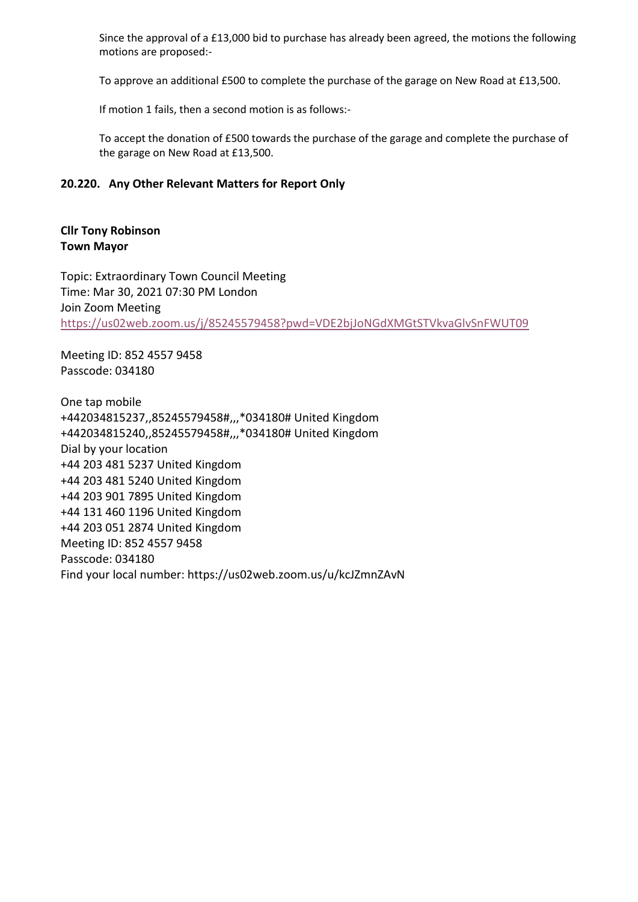Since the approval of a £13,000 bid to purchase has already been agreed, the motions the following motions are proposed:-

To approve an additional £500 to complete the purchase of the garage on New Road at £13,500.

If motion 1 fails, then a second motion is as follows:-

To accept the donation of £500 towards the purchase of the garage and complete the purchase of the garage on New Road at £13,500.

**20.220. Any Other Relevant Matters for Report Only**

**Cllr Tony Robinson**
**Town Mayor**

Topic: Extraordinary Town Council Meeting
Time: Mar 30, 2021 07:30 PM London
Join Zoom Meeting
https://us02web.zoom.us/j/85245579458?pwd=VDE2bjJoNGdXMGtSTVkvaGlvSnFWUT09

Meeting ID: 852 4557 9458
Passcode: 034180

One tap mobile
+442034815237,,85245579458#,,,*034180# United Kingdom
+442034815240,,85245579458#,,,*034180# United Kingdom
Dial by your location
+44 203 481 5237 United Kingdom
+44 203 481 5240 United Kingdom
+44 203 901 7895 United Kingdom
+44 131 460 1196 United Kingdom
+44 203 051 2874 United Kingdom
Meeting ID: 852 4557 9458
Passcode: 034180
Find your local number: https://us02web.zoom.us/u/kcJZmnZAvN